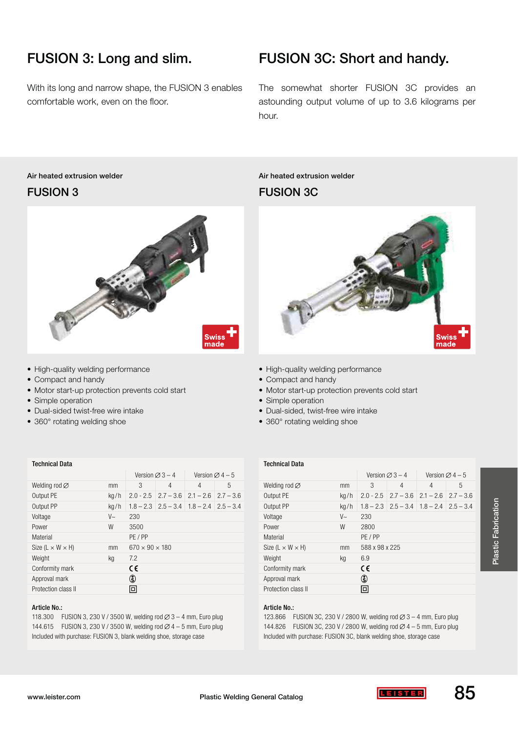## FUSION 3: Long and slim.

With its long and narrow shape, the FUSION 3 enables comfortable work, even on the floor.

Air heated extrusion welder

### FUSION 3

- High-quality welding performance
- Compact and handy
- Motor start-up protection prevents cold start
- Simple operation
- Dual-sided twist-free wire intake
- 360° rotating welding shoe

**Technical Data**

| | | Version ∅ 3 – 4 | | Version ∅ 4 – 5 | |
|---|---|---|---|---|---|
| Welding rod ∅ | mm | 3 | 4 | 4 | 5 |
| Output PE | kg/h | 2.0 - 2.5 | 2.7 – 3.6 | 2.1 – 2.6 | 2.7 – 3.6 |
| Output PP | kg/h | 1.8 – 2.3 | 2.5 – 3.4 | 1.8 – 2.4 | 2.5 – 3.4 |
| Voltage | V~ | 230 | | | |
| Power | W | 3500 | | | |
| Material | | PE / PP | | | |
| Size (L × W × H) | mm | 670 × 90 × 180 | | | |
| Weight | kg | 7.2 | | | |
| Conformity mark | | CE | | | |
| Approval mark | | (S) | | | |
| Protection class II | | ⧈ | | | |

**Article No.:**

118.300 FUSION 3, 230 V / 3500 W, welding rod ∅ 3 – 4 mm, Euro plug
144.615 FUSION 3, 230 V / 3500 W, welding rod ∅ 4 – 5 mm, Euro plug
Included with purchase: FUSION 3, blank welding shoe, storage case

## FUSION 3C: Short and handy.

The somewhat shorter FUSION 3C provides an astounding output volume of up to 3.6 kilograms per hour.

Air heated extrusion welder

### FUSION 3C

- High-quality welding performance
- Compact and handy
- Motor start-up protection prevents cold start
- Simple operation
- Dual-sided, twist-free wire intake
- 360° rotating welding shoe

**Technical Data**

| | | Version ∅ 3 – 4 | | Version ∅ 4 – 5 | |
|---|---|---|---|---|---|
| Welding rod ∅ | mm | 3 | 4 | 4 | 5 |
| Output PE | kg/h | 2.0 - 2.5 | 2.7 – 3.6 | 2.1 – 2.6 | 2.7 – 3.6 |
| Output PP | kg/h | 1.8 – 2.3 | 2.5 – 3.4 | 1.8 – 2.4 | 2.5 – 3.4 |
| Voltage | V~ | 230 | | | |
| Power | W | 2800 | | | |
| Material | | PE / PP | | | |
| Size (L × W × H) | mm | 588 x 98 x 225 | | | |
| Weight | kg | 6.9 | | | |
| Conformity mark | | CE | | | |
| Approval mark | | (S) | | | |
| Protection class II | | ⧈ | | | |

**Article No.:**

123.866 FUSION 3C, 230 V / 2800 W, welding rod ∅ 3 – 4 mm, Euro plug
144.826 FUSION 3C, 230 V / 2800 W, welding rod ∅ 4 – 5 mm, Euro plug
Included with purchase: FUSION 3C, blank welding shoe, storage case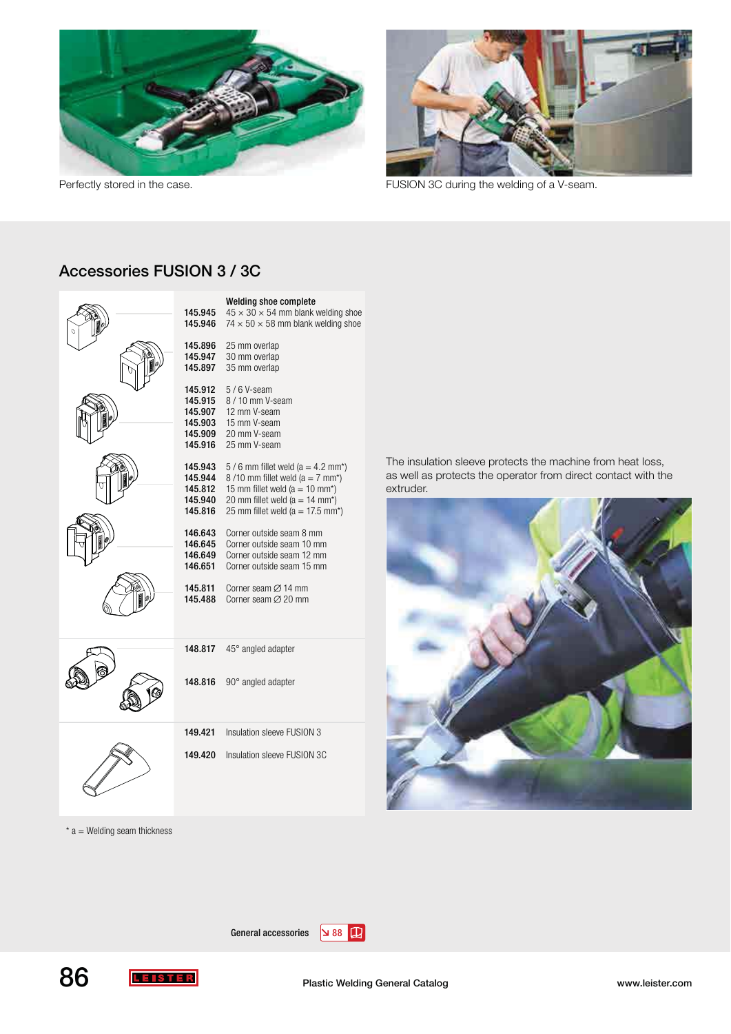Perfectly stored in the case.

FUSION 3C during the welding of a V-seam.

## Accessories FUSION 3 / 3C

| | |
|---|---|
| | **Welding shoe complete** |
| **145.945** | 45 × 30 × 54 mm blank welding shoe |
| **145.946** | 74 × 50 × 58 mm blank welding shoe |
| **145.896** | 25 mm overlap |
| **145.947** | 30 mm overlap |
| **145.897** | 35 mm overlap |
| **145.912** | 5 / 6 V-seam |
| **145.915** | 8 / 10 mm V-seam |
| **145.907** | 12 mm V-seam |
| **145.903** | 15 mm V-seam |
| **145.909** | 20 mm V-seam |
| **145.916** | 25 mm V-seam |
| **145.943** | 5 / 6 mm fillet weld (a = 4.2 mm*) |
| **145.944** | 8 /10 mm fillet weld (a = 7 mm*) |
| **145.812** | 15 mm fillet weld (a = 10 mm*) |
| **145.940** | 20 mm fillet weld (a = 14 mm*) |
| **145.816** | 25 mm fillet weld (a = 17.5 mm*) |
| **146.643** | Corner outside seam 8 mm |
| **146.645** | Corner outside seam 10 mm |
| **146.649** | Corner outside seam 12 mm |
| **146.651** | Corner outside seam 15 mm |
| **145.811** | Corner seam ∅ 14 mm |
| **145.488** | Corner seam ∅ 20 mm |
| **148.817** | 45° angled adapter |
| **148.816** | 90° angled adapter |
| **149.421** | Insulation sleeve FUSION 3 |
| **149.420** | Insulation sleeve FUSION 3C |

\* a = Welding seam thickness

The insulation sleeve protects the machine from heat loss, as well as protects the operator from direct contact with the extruder.

**General accessories** ↘ 88